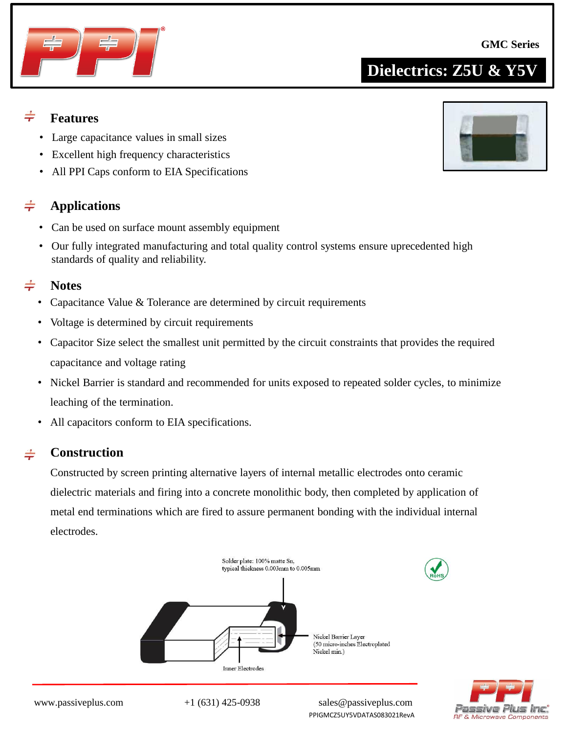GMC Series

# Dielectrics: Z5U & Y5V

## Features

- Large capacitance values in small sizes
- Excellent high frequency characteristics
- All PPI Caps conform to EIA Specifications

## Applications

- Can be used on surface mount assembly equipment
- Our fully integrated manufacturing and total quality control systems ensure uprecedented high standards of quality and reliability.

## Notes

- Capacitance Value & Tolerance are determined by circuit requirements
- Voltage is determined by circuit requirements
- Capacitor Size select the smallest unit permitted by the circuit constraints that provides the required capacitance and voltage rating
- Nickel Barrier is standard and recommended for units exposed to repeated solder cycles, to minimize leaching of the termination.
- All capacitors conform to EIA specifications.

## Construction

Constructed by screen printing alternative layers of internal metallic electrodes onto ceramic dielectric materials and firing into a concrete monolithic body, then completed by application of metal end terminations which are fired to assure permanent bonding with the individual internal electrodes.

Solder plate: 100% matte Sn, typical thickness 0.003mm to 0.005mm

Nickel Barrier Layer (50 micro-inches Electroplated Nickel min.)

Inner Electrodes

RoHS

www.passiveplus.com +1 (631) 425-0938 sales@passiveplus.com

PPIGMCZ5UY5VDATAS083021RevA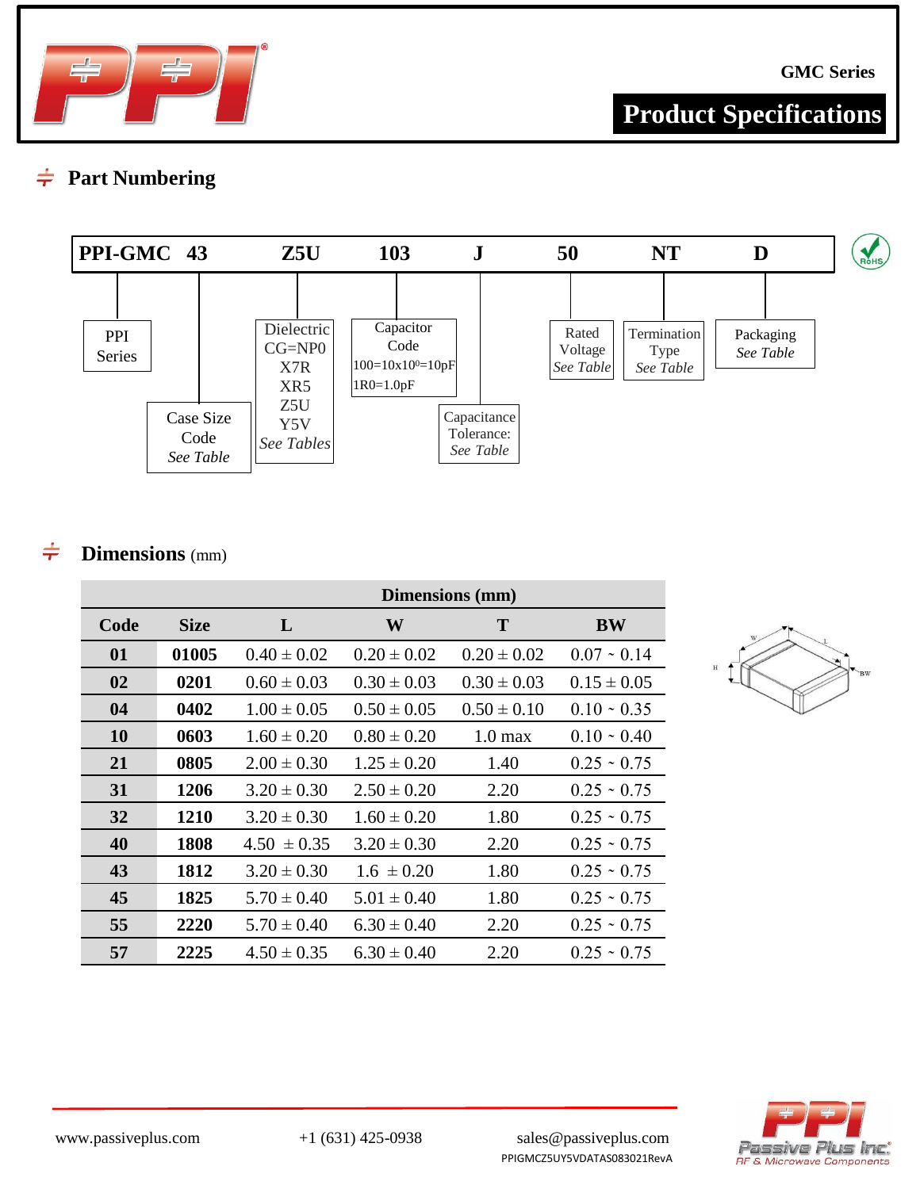## Part Numbering

| PPI-GMC | 43 | Z5U | 103 | J | 50 | NT | D |
|---|---|---|---|---|---|---|---|
| PPI Series | Case Size Code *See Table* | Dielectric CG=NP0 X7R XR5 Z5U Y5V *See Tables* | Capacitor Code 100=10x10$^0$=10pF 1R0=1.0pF | Capacitance Tolerance: *See Table* | Rated Voltage *See Table* | Termination Type *See Table* | Packaging *See Table* |

## Dimensions (mm)

| | | Dimensions (mm) | | | |
|---|---|---|---|---|---|
| **Code** | **Size** | **L** | **W** | **T** | **BW** |
| **01** | **01005** | 0.40 ± 0.02 | 0.20 ± 0.02 | 0.20 ± 0.02 | 0.07 ~ 0.14 |
| **02** | **0201** | 0.60 ± 0.03 | 0.30 ± 0.03 | 0.30 ± 0.03 | 0.15 ± 0.05 |
| **04** | **0402** | 1.00 ± 0.05 | 0.50 ± 0.05 | 0.50 ± 0.10 | 0.10 ~ 0.35 |
| **10** | **0603** | 1.60 ± 0.20 | 0.80 ± 0.20 | 1.0 max | 0.10 ~ 0.40 |
| **21** | **0805** | 2.00 ± 0.30 | 1.25 ± 0.20 | 1.40 | 0.25 ~ 0.75 |
| **31** | **1206** | 3.20 ± 0.30 | 2.50 ± 0.20 | 2.20 | 0.25 ~ 0.75 |
| **32** | **1210** | 3.20 ± 0.30 | 1.60 ± 0.20 | 1.80 | 0.25 ~ 0.75 |
| **40** | **1808** | 4.50 ± 0.35 | 3.20 ± 0.30 | 2.20 | 0.25 ~ 0.75 |
| **43** | **1812** | 3.20 ± 0.30 | 1.6 ± 0.20 | 1.80 | 0.25 ~ 0.75 |
| **45** | **1825** | 5.70 ± 0.40 | 5.01 ± 0.40 | 1.80 | 0.25 ~ 0.75 |
| **55** | **2220** | 5.70 ± 0.40 | 6.30 ± 0.40 | 2.20 | 0.25 ~ 0.75 |
| **57** | **2225** | 4.50 ± 0.35 | 6.30 ± 0.40 | 2.20 | 0.25 ~ 0.75 |

www.passiveplus.com | +1 (631) 425-0938 | sales@passiveplus.com

PPIGMCZ5UY5VDATAS083021RevA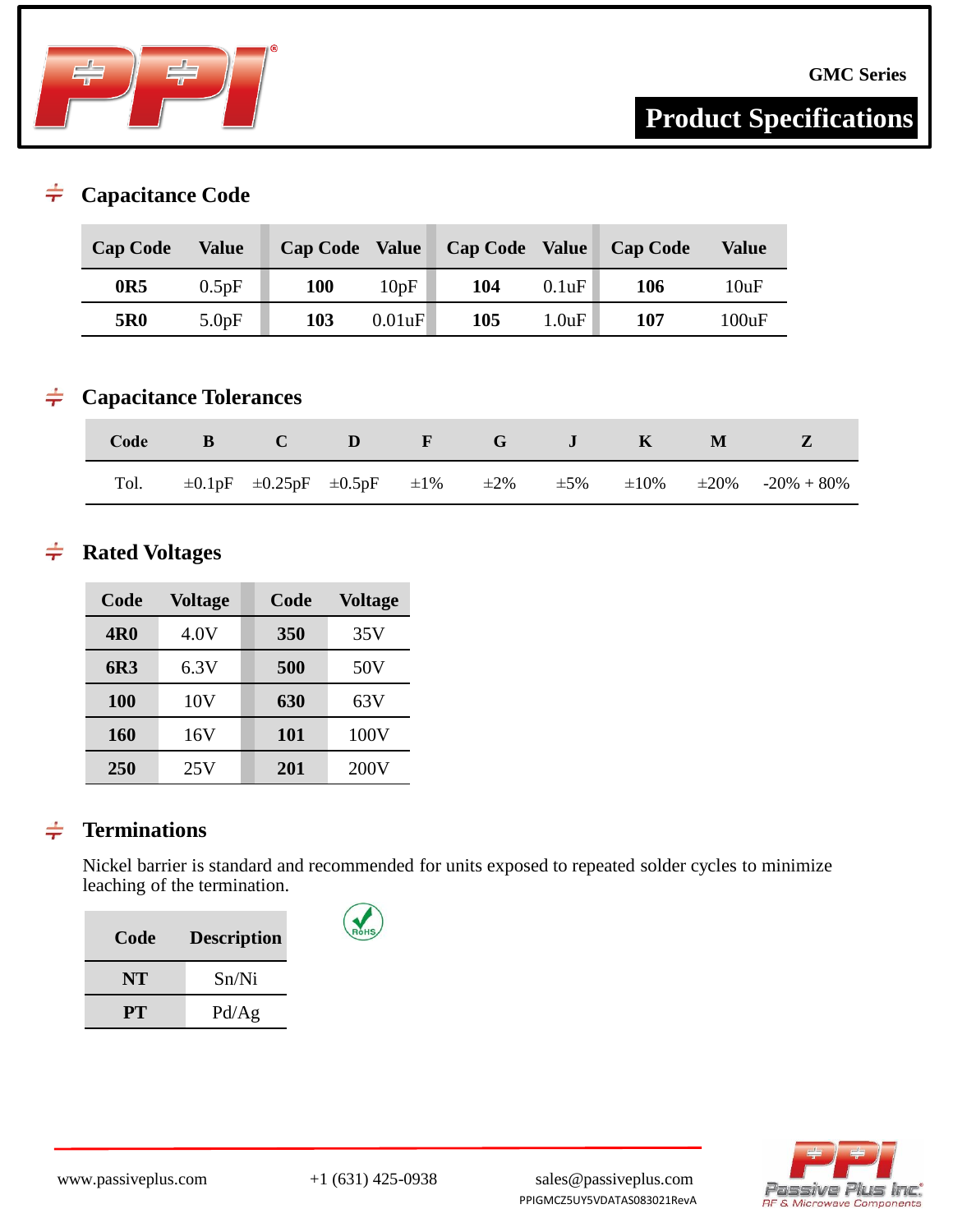## Capacitance Code

| Cap Code | Value | Cap Code | Value | Cap Code | Value | Cap Code | Value |
|---|---|---|---|---|---|---|---|
| **0R5** | 0.5pF | **100** | 10pF | **104** | 0.1uF | **106** | 10uF |
| **5R0** | 5.0pF | **103** | 0.01uF | **105** | 1.0uF | **107** | 100uF |

## Capacitance Tolerances

| Code | B | C | D | F | G | J | K | M | Z |
|---|---|---|---|---|---|---|---|---|---|
| Tol. | ±0.1pF | ±0.25pF | ±0.5pF | ±1% | ±2% | ±5% | ±10% | ±20% | -20% + 80% |

## Rated Voltages

| Code | Voltage | Code | Voltage |
|---|---|---|---|
| **4R0** | 4.0V | **350** | 35V |
| **6R3** | 6.3V | **500** | 50V |
| **100** | 10V | **630** | 63V |
| **160** | 16V | **101** | 100V |
| **250** | 25V | **201** | 200V |

## Terminations

Nickel barrier is standard and recommended for units exposed to repeated solder cycles to minimize leaching of the termination.

| Code | Description |
|---|---|
| **NT** | Sn/Ni |
| **PT** | Pd/Ag |

RoHS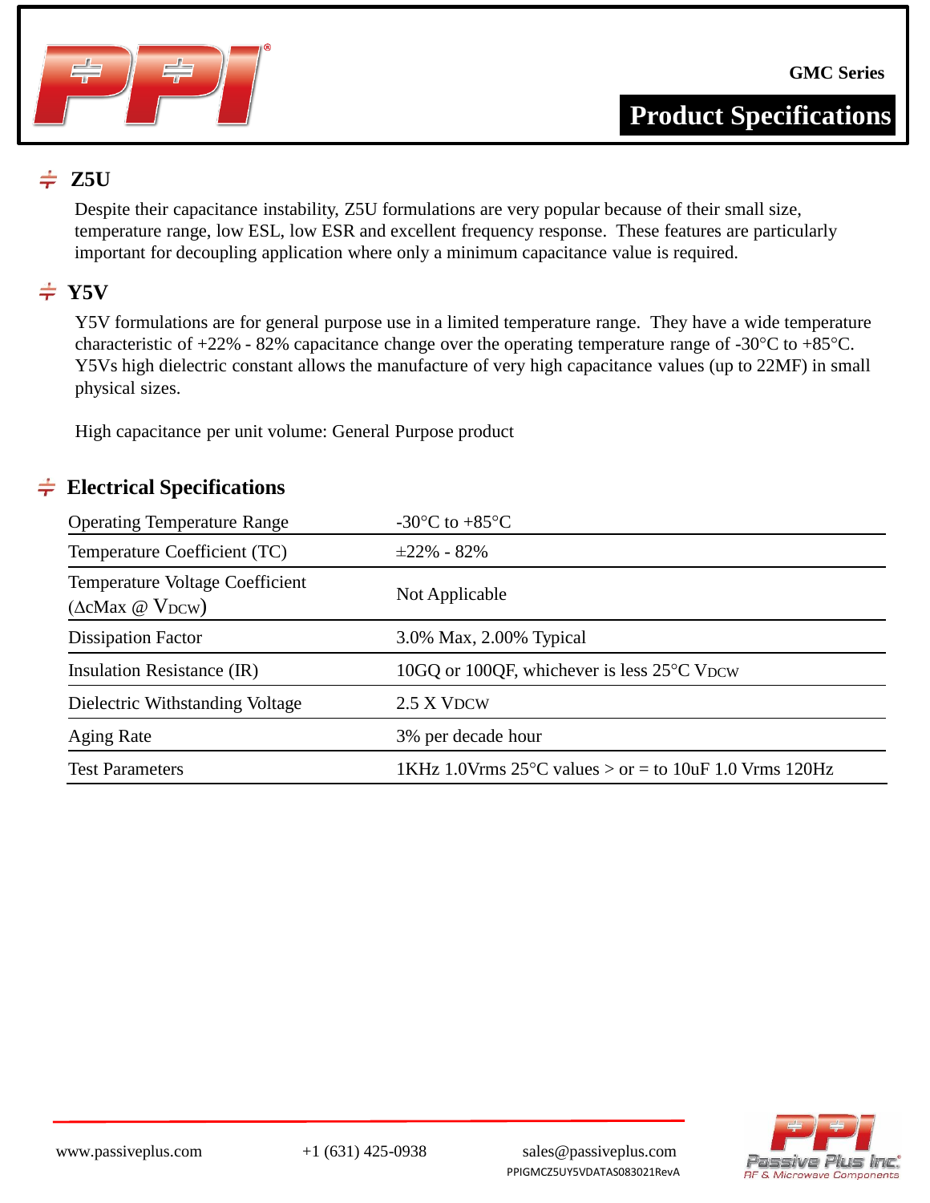## Z5U

Despite their capacitance instability, Z5U formulations are very popular because of their small size, temperature range, low ESL, low ESR and excellent frequency response. These features are particularly important for decoupling application where only a minimum capacitance value is required.

## Y5V

Y5V formulations are for general purpose use in a limited temperature range. They have a wide temperature characteristic of +22% - 82% capacitance change over the operating temperature range of -30°C to +85°C. Y5Vs high dielectric constant allows the manufacture of very high capacitance values (up to 22MF) in small physical sizes.

High capacitance per unit volume: General Purpose product

## Electrical Specifications

| | |
|---|---|
| Operating Temperature Range | -30°C to +85°C |
| Temperature Coefficient (TC) | ±22% - 82% |
| Temperature Voltage Coefficient (ΔcMax @ $V_{DCW}$) | Not Applicable |
| Dissipation Factor | 3.0% Max, 2.00% Typical |
| Insulation Resistance (IR) | 10GQ or 100QF, whichever is less 25°C $V_{DCW}$ |
| Dielectric Withstanding Voltage | 2.5 X $V_{DCW}$ |
| Aging Rate | 3% per decade hour |
| Test Parameters | 1KHz 1.0Vrms 25°C values > or = to 10uF 1.0 Vrms 120Hz |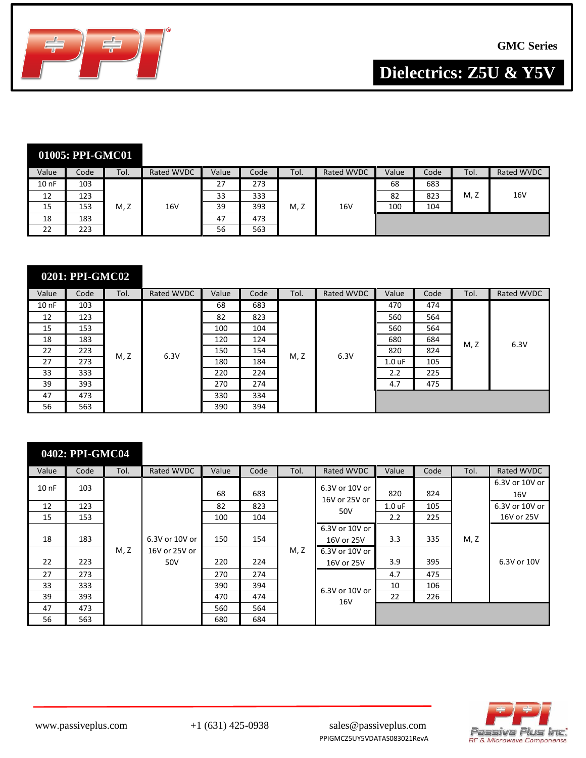GMC Series

# Dielectrics: Z5U & Y5V

## 01005: PPI-GMC01

| Value | Code | Tol. | Rated WVDC | Value | Code | Tol. | Rated WVDC | Value | Code | Tol. | Rated WVDC |
|---|---|---|---|---|---|---|---|---|---|---|---|
| 10 nF | 103 | M, Z | 16V | 27 | 273 | M, Z | 16V | 68 | 683 | M, Z | 16V |
| 12 | 123 | | | 33 | 333 | | | 82 | 823 | | |
| 15 | 153 | | | 39 | 393 | | | 100 | 104 | | |
| 18 | 183 | | | 47 | 473 | | | | | | |
| 22 | 223 | | | 56 | 563 | | | | | | |

## 0201: PPI-GMC02

| Value | Code | Tol. | Rated WVDC | Value | Code | Tol. | Rated WVDC | Value | Code | Tol. | Rated WVDC |
|---|---|---|---|---|---|---|---|---|---|---|---|
| 10 nF | 103 | M, Z | 6.3V | 68 | 683 | M, Z | 6.3V | 470 | 474 | M, Z | 6.3V |
| 12 | 123 | | | 82 | 823 | | | 560 | 564 | | |
| 15 | 153 | | | 100 | 104 | | | 560 | 564 | | |
| 18 | 183 | | | 120 | 124 | | | 680 | 684 | | |
| 22 | 223 | | | 150 | 154 | | | 820 | 824 | | |
| 27 | 273 | | | 180 | 184 | | | 1.0 uF | 105 | | |
| 33 | 333 | | | 220 | 224 | | | 2.2 | 225 | | |
| 39 | 393 | | | 270 | 274 | | | 4.7 | 475 | | |
| 47 | 473 | | | 330 | 334 | | | | | | |
| 56 | 563 | | | 390 | 394 | | | | | | |

## 0402: PPI-GMC04

| Value | Code | Tol. | Rated WVDC | Value | Code | Tol. | Rated WVDC | Value | Code | Tol. | Rated WVDC |
|---|---|---|---|---|---|---|---|---|---|---|---|
| 10 nF | 103 | M, Z | 6.3V or 10V or 16V or 25V or 50V | 68 | 683 | M, Z | 6.3V or 10V or 16V or 25V or 50V | 820 | 824 | M, Z | 6.3V or 10V or 16V |
| 12 | 123 | | | 82 | 823 | | | 1.0 uF | 105 | | 6.3V or 10V or 16V or 25V |
| 15 | 153 | | | 100 | 104 | | | 2.2 | 225 | | |
| 18 | 183 | | | 150 | 154 | | 6.3V or 10V or 16V or 25V | 3.3 | 335 | | 6.3V or 10V |
| 22 | 223 | | | 220 | 224 | | 6.3V or 10V or 16V or 25V | 3.9 | 395 | | |
| 27 | 273 | | | 270 | 274 | | 6.3V or 10V or 16V | 4.7 | 475 | | |
| 33 | 333 | | | 390 | 394 | | | 10 | 106 | | |
| 39 | 393 | | | 470 | 474 | | | 22 | 226 | | |
| 47 | 473 | | | 560 | 564 | | | | | | |
| 56 | 563 | | | 680 | 684 | | | | | | |

www.passiveplus.com +1 (631) 425-0938 sales@passiveplus.com

PPIGMCZ5UY5VDATAS083021RevA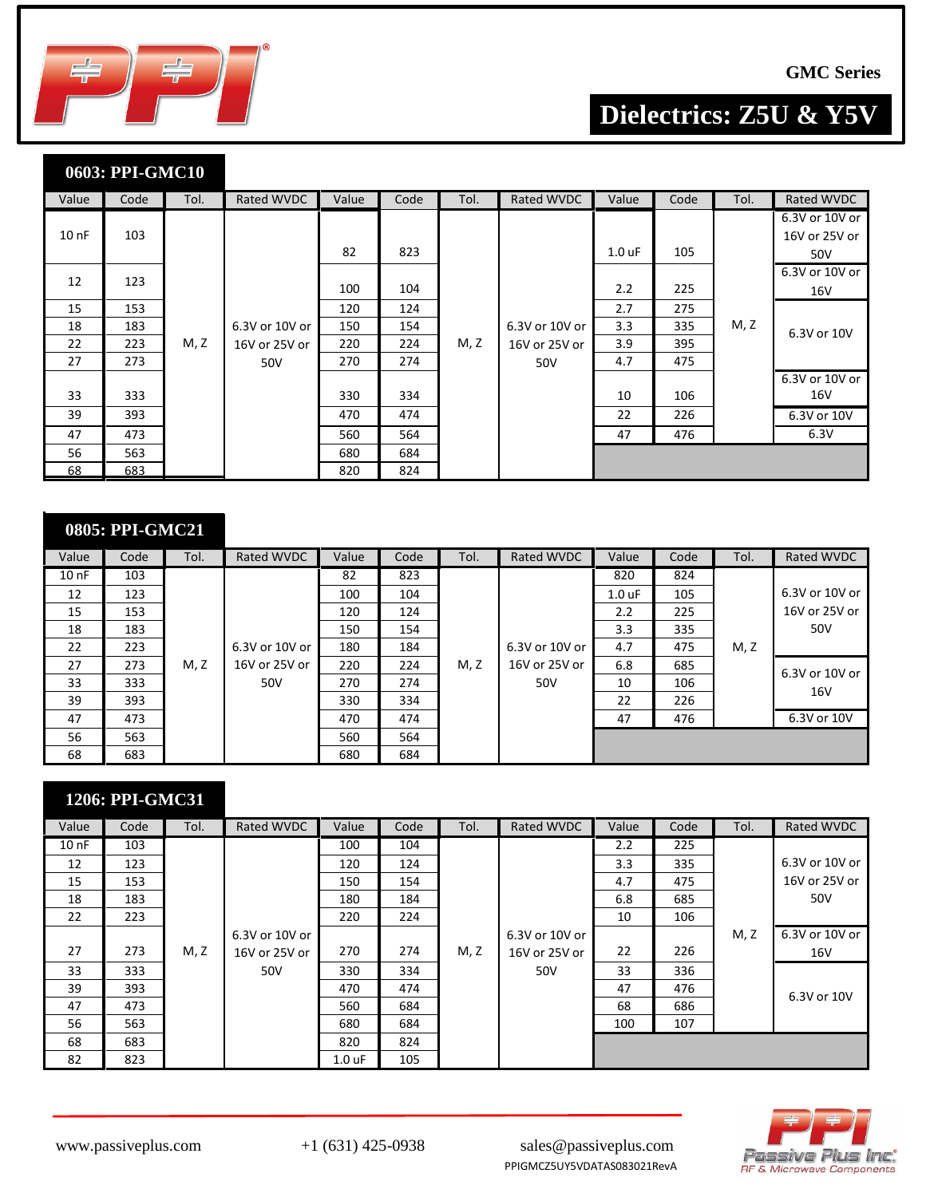GMC Series

# Dielectrics: Z5U & Y5V

## 0603: PPI-GMC10

| Value | Code | Tol. | Rated WVDC | Value | Code | Tol. | Rated WVDC | Value | Code | Tol. | Rated WVDC |
|---|---|---|---|---|---|---|---|---|---|---|---|
| 10 nF | 103 | M, Z | 6.3V or 10V or 16V or 25V or 50V | 82 | 823 | M, Z | 6.3V or 10V or 16V or 25V or 50V | 1.0 uF | 105 | M, Z | 6.3V or 10V or 16V or 25V or 50V |
| 12 | 123 | | | 100 | 104 | | | 2.2 | 225 | | 6.3V or 10V or 16V |
| 15 | 153 | | | 120 | 124 | | | 2.7 | 275 | | 6.3V or 10V |
| 18 | 183 | | | 150 | 154 | | | 3.3 | 335 | | |
| 22 | 223 | | | 220 | 224 | | | 3.9 | 395 | | |
| 27 | 273 | | | 270 | 274 | | | 4.7 | 475 | | |
| 33 | 333 | | | 330 | 334 | | | 10 | 106 | | 6.3V or 10V or 16V |
| 39 | 393 | | | 470 | 474 | | | 22 | 226 | | 6.3V or 10V |
| 47 | 473 | | | 560 | 564 | | | 47 | 476 | | 6.3V |
| 56 | 563 | | | 680 | 684 | | | | | | |
| 68 | 683 | | | 820 | 824 | | | | | | |

## 0805: PPI-GMC21

| Value | Code | Tol. | Rated WVDC | Value | Code | Tol. | Rated WVDC | Value | Code | Tol. | Rated WVDC |
|---|---|---|---|---|---|---|---|---|---|---|---|
| 10 nF | 103 | M, Z | 6.3V or 10V or 16V or 25V or 50V | 82 | 823 | M, Z | 6.3V or 10V or 16V or 25V or 50V | 820 | 824 | M, Z | 6.3V or 10V or 16V or 25V or 50V |
| 12 | 123 | | | 100 | 104 | | | 1.0 uF | 105 | | |
| 15 | 153 | | | 120 | 124 | | | 2.2 | 225 | | |
| 18 | 183 | | | 150 | 154 | | | 3.3 | 335 | | |
| 22 | 223 | | | 180 | 184 | | | 4.7 | 475 | | |
| 27 | 273 | | | 220 | 224 | | | 6.8 | 685 | | 6.3V or 10V or 16V |
| 33 | 333 | | | 270 | 274 | | | 10 | 106 | | |
| 39 | 393 | | | 330 | 334 | | | 22 | 226 | | |
| 47 | 473 | | | 470 | 474 | | | 47 | 476 | | 6.3V or 10V |
| 56 | 563 | | | 560 | 564 | | | | | | |
| 68 | 683 | | | 680 | 684 | | | | | | |

## 1206: PPI-GMC31

| Value | Code | Tol. | Rated WVDC | Value | Code | Tol. | Rated WVDC | Value | Code | Tol. | Rated WVDC |
|---|---|---|---|---|---|---|---|---|---|---|---|
| 10 nF | 103 | M, Z | 6.3V or 10V or 16V or 25V or 50V | 100 | 104 | M, Z | 6.3V or 10V or 16V or 25V or 50V | 2.2 | 225 | M, Z | 6.3V or 10V or 16V or 25V or 50V |
| 12 | 123 | | | 120 | 124 | | | 3.3 | 335 | | |
| 15 | 153 | | | 150 | 154 | | | 4.7 | 475 | | |
| 18 | 183 | | | 180 | 184 | | | 6.8 | 685 | | |
| 22 | 223 | | | 220 | 224 | | | 10 | 106 | | |
| 27 | 273 | | | 270 | 274 | | | 22 | 226 | | 6.3V or 10V or 16V |
| 33 | 333 | | | 330 | 334 | | | 33 | 336 | | 6.3V or 10V |
| 39 | 393 | | | 470 | 474 | | | 47 | 476 | | |
| 47 | 473 | | | 560 | 684 | | | 68 | 686 | | |
| 56 | 563 | | | 680 | 684 | | | 100 | 107 | | |
| 68 | 683 | | | 820 | 824 | | | | | | |
| 82 | 823 | | | 1.0 uF | 105 | | | | | | |

www.passiveplus.com +1 (631) 425-0938 sales@passiveplus.com

PPIGMCZ5UY5VDATAS083021RevA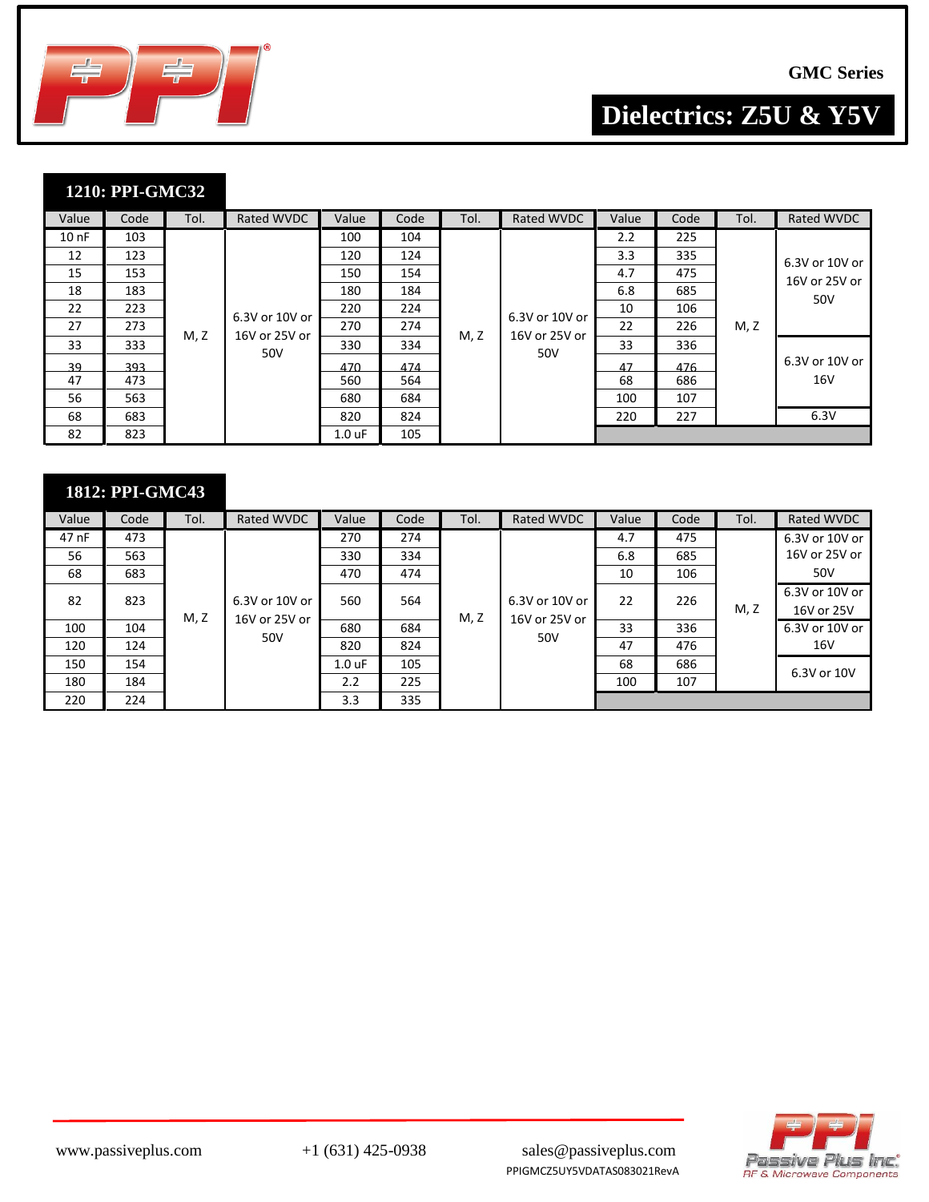GMC Series

# Dielectrics: Z5U & Y5V

## 1210: PPI-GMC32

| Value | Code | Tol. | Rated WVDC | Value | Code | Tol. | Rated WVDC | Value | Code | Tol. | Rated WVDC |
|---|---|---|---|---|---|---|---|---|---|---|---|
| 10 nF | 103 | M, Z | 6.3V or 10V or 16V or 25V or 50V | 100 | 104 | M, Z | 6.3V or 10V or 16V or 25V or 50V | 2.2 | 225 | M, Z | 6.3V or 10V or 16V or 25V or 50V |
| 12 | 123 | | | 120 | 124 | | | 3.3 | 335 | | |
| 15 | 153 | | | 150 | 154 | | | 4.7 | 475 | | |
| 18 | 183 | | | 180 | 184 | | | 6.8 | 685 | | |
| 22 | 223 | | | 220 | 224 | | | 10 | 106 | | |
| 27 | 273 | | | 270 | 274 | | | 22 | 226 | | |
| 33 | 333 | | | 330 | 334 | | | 33 | 336 | | 6.3V or 10V or 16V |
| 39 | 393 | | | 470 | 474 | | | 47 | 476 | | |
| 47 | 473 | | | 560 | 564 | | | 68 | 686 | | |
| 56 | 563 | | | 680 | 684 | | | 100 | 107 | | |
| 68 | 683 | | | 820 | 824 | | | 220 | 227 | | 6.3V |
| 82 | 823 | | | 1.0 uF | 105 | | | | | | |

## 1812: PPI-GMC43

| Value | Code | Tol. | Rated WVDC | Value | Code | Tol. | Rated WVDC | Value | Code | Tol. | Rated WVDC |
|---|---|---|---|---|---|---|---|---|---|---|---|
| 47 nF | 473 | M, Z | 6.3V or 10V or 16V or 25V or 50V | 270 | 274 | M, Z | 6.3V or 10V or 16V or 25V or 50V | 4.7 | 475 | M, Z | 6.3V or 10V or 16V or 25V or 50V |
| 56 | 563 | | | 330 | 334 | | | 6.8 | 685 | | |
| 68 | 683 | | | 470 | 474 | | | 10 | 106 | | |
| 82 | 823 | | | 560 | 564 | | | 22 | 226 | | 6.3V or 10V or 16V or 25V |
| 100 | 104 | | | 680 | 684 | | | 33 | 336 | | 6.3V or 10V or 16V |
| 120 | 124 | | | 820 | 824 | | | 47 | 476 | | |
| 150 | 154 | | | 1.0 uF | 105 | | | 68 | 686 | | 6.3V or 10V |
| 180 | 184 | | | 2.2 | 225 | | | 100 | 107 | | |
| 220 | 224 | | | 3.3 | 335 | | | | | | |

www.passiveplus.com +1 (631) 425-0938 sales@passiveplus.com

PPIGMCZ5UY5VDATAS083021RevA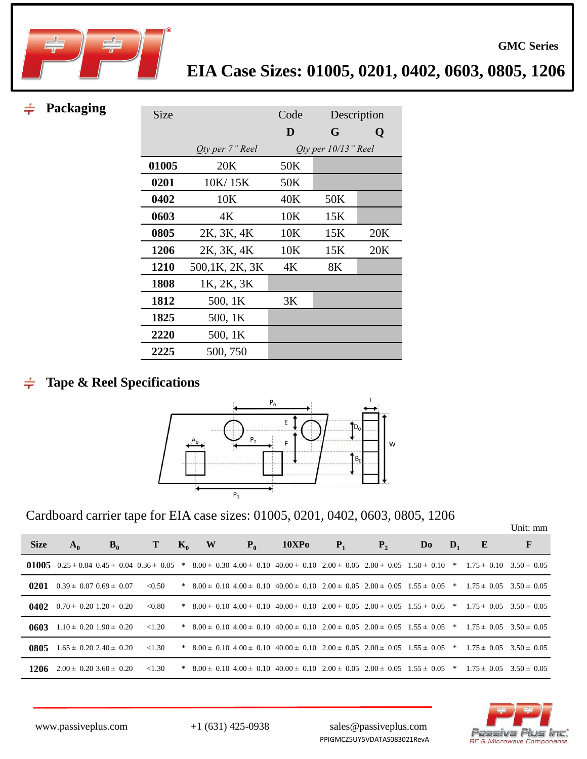## Packaging

| Size | | Code | Description | |
|---|---|---|---|---|
| | | D | G | Q |
| | *Qty per 7" Reel* | *Qty per 10/13" Reel* | | |
| **01005** | 20K | 50K | | |
| **0201** | 10K/ 15K | 50K | | |
| **0402** | 10K | 40K | 50K | |
| **0603** | 4K | 10K | 15K | |
| **0805** | 2K, 3K, 4K | 10K | 15K | 20K |
| **1206** | 2K, 3K, 4K | 10K | 15K | 20K |
| **1210** | 500,1K, 2K, 3K | 4K | 8K | |
| **1808** | 1K, 2K, 3K | | | |
| **1812** | 500, 1K | 3K | | |
| **1825** | 500, 1K | | | |
| **2220** | 500, 1K | | | |
| **2225** | 500, 750 | | | |

## Tape & Reel Specifications

Cardboard carrier tape for EIA case sizes: 01005, 0201, 0402, 0603, 0805, 1206

Unit: mm

| Size | $A_0$ | $B_0$ | T | $K_0$ | W | $P_0$ | 10XPo | $P_1$ | $P_2$ | Do | $D_1$ | E | F |
|---|---|---|---|---|---|---|---|---|---|---|---|---|---|
| **01005** | 0.25 ± 0.04 | 0.45 ± 0.04 | 0.36 ± 0.05 | * | 8.00 ± 0.30 | 4.00 ± 0.10 | 40.00 ± 0.10 | 2.00 ± 0.05 | 2.00 ± 0.05 | 1.50 ± 0.10 | * | 1.75 ± 0.10 | 3.50 ± 0.05 |
| **0201** | 0.39 ± 0.07 | 0.69 ± 0.07 | <0.50 | * | 8.00 ± 0.10 | 4.00 ± 0.10 | 40.00 ± 0.10 | 2.00 ± 0.05 | 2.00 ± 0.05 | 1.55 ± 0.05 | * | 1.75 ± 0.05 | 3.50 ± 0.05 |
| **0402** | 0.70 ± 0.20 | 1.20 ± 0.20 | <0.80 | * | 8.00 ± 0.10 | 4.00 ± 0.10 | 40.00 ± 0.10 | 2.00 ± 0.05 | 2.00 ± 0.05 | 1.55 ± 0.05 | * | 1.75 ± 0.05 | 3.50 ± 0.05 |
| **0603** | 1.10 ± 0.20 | 1.90 ± 0.20 | <1.20 | * | 8.00 ± 0.10 | 4.00 ± 0.10 | 40.00 ± 0.10 | 2.00 ± 0.05 | 2.00 ± 0.05 | 1.55 ± 0.05 | * | 1.75 ± 0.05 | 3.50 ± 0.05 |
| **0805** | 1.65 ± 0.20 | 2.40 ± 0.20 | <1.30 | * | 8.00 ± 0.10 | 4.00 ± 0.10 | 40.00 ± 0.10 | 2.00 ± 0.05 | 2.00 ± 0.05 | 1.55 ± 0.05 | * | 1.75 ± 0.05 | 3.50 ± 0.05 |
| **1206** | 2.00 ± 0.20 | 3.60 ± 0.20 | <1.30 | * | 8.00 ± 0.10 | 4.00 ± 0.10 | 40.00 ± 0.10 | 2.00 ± 0.05 | 2.00 ± 0.05 | 1.55 ± 0.05 | * | 1.75 ± 0.05 | 3.50 ± 0.05 |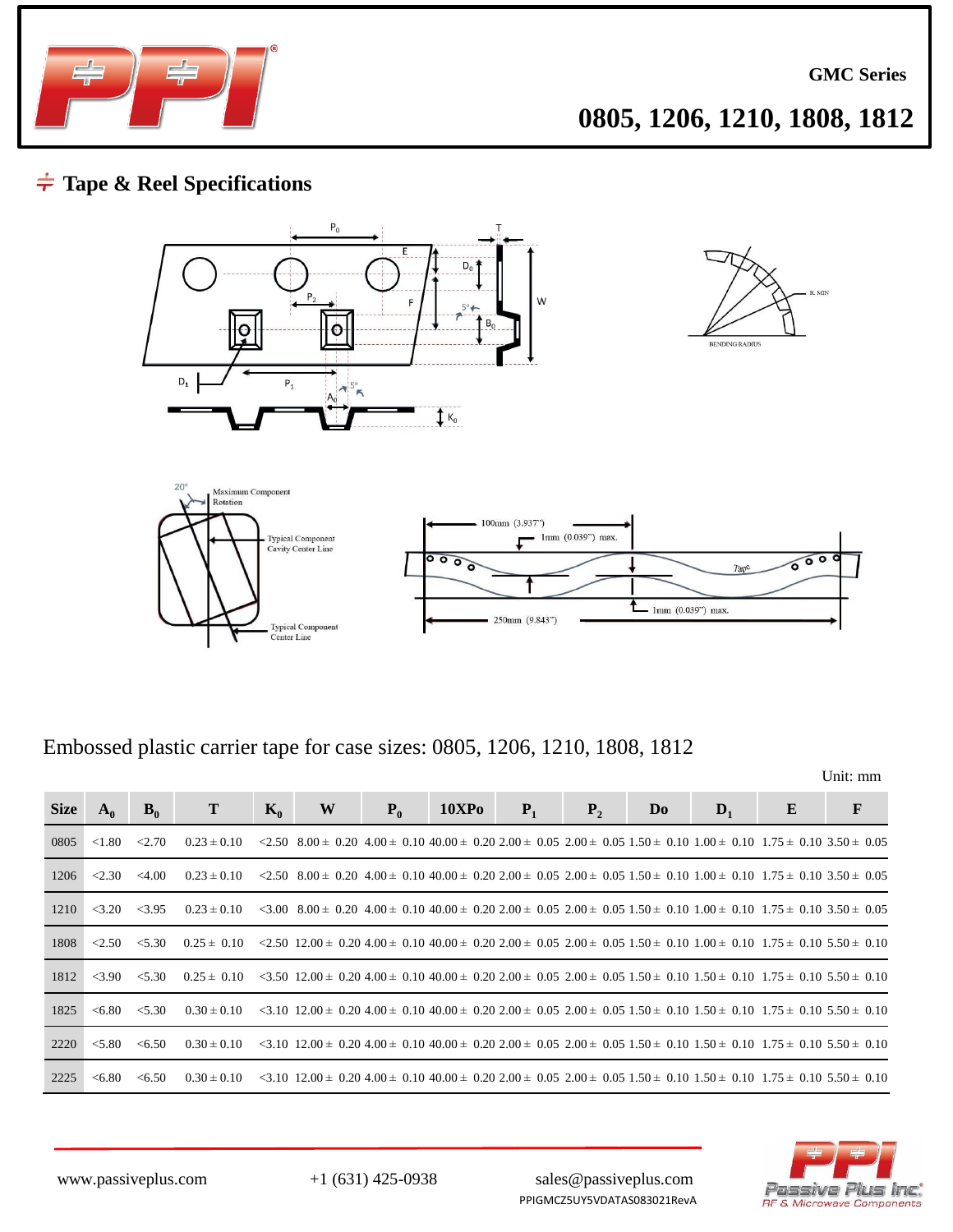GMC Series

# 0805, 1206, 1210, 1808, 1812

## Tape & Reel Specifications

Embossed plastic carrier tape for case sizes: 0805, 1206, 1210, 1808, 1812

Unit: mm

| Size | $A_0$ | $B_0$ | T | $K_0$ | W | $P_0$ | 10XPo | $P_1$ | $P_2$ | Do | $D_1$ | E | F |
|---|---|---|---|---|---|---|---|---|---|---|---|---|---|
| 0805 | <1.80 | <2.70 | 0.23 ± 0.10 | <2.50 | 8.00 ± 0.20 | 4.00 ± 0.10 | 40.00 ± 0.20 | 2.00 ± 0.05 | 2.00 ± 0.05 | 1.50 ± 0.10 | 1.00 ± 0.10 | 1.75 ± 0.10 | 3.50 ± 0.05 |
| 1206 | <2.30 | <4.00 | 0.23 ± 0.10 | <2.50 | 8.00 ± 0.20 | 4.00 ± 0.10 | 40.00 ± 0.20 | 2.00 ± 0.05 | 2.00 ± 0.05 | 1.50 ± 0.10 | 1.00 ± 0.10 | 1.75 ± 0.10 | 3.50 ± 0.05 |
| 1210 | <3.20 | <3.95 | 0.23 ± 0.10 | <3.00 | 8.00 ± 0.20 | 4.00 ± 0.10 | 40.00 ± 0.20 | 2.00 ± 0.05 | 2.00 ± 0.05 | 1.50 ± 0.10 | 1.00 ± 0.10 | 1.75 ± 0.10 | 3.50 ± 0.05 |
| 1808 | <2.50 | <5.30 | 0.25 ± 0.10 | <2.50 | 12.00 ± 0.20 | 4.00 ± 0.10 | 40.00 ± 0.20 | 2.00 ± 0.05 | 2.00 ± 0.05 | 1.50 ± 0.10 | 1.00 ± 0.10 | 1.75 ± 0.10 | 5.50 ± 0.10 |
| 1812 | <3.90 | <5.30 | 0.25 ± 0.10 | <3.50 | 12.00 ± 0.20 | 4.00 ± 0.10 | 40.00 ± 0.20 | 2.00 ± 0.05 | 2.00 ± 0.05 | 1.50 ± 0.10 | 1.50 ± 0.10 | 1.75 ± 0.10 | 5.50 ± 0.10 |
| 1825 | <6.80 | <5.30 | 0.30 ± 0.10 | <3.10 | 12.00 ± 0.20 | 4.00 ± 0.10 | 40.00 ± 0.20 | 2.00 ± 0.05 | 2.00 ± 0.05 | 1.50 ± 0.10 | 1.50 ± 0.10 | 1.75 ± 0.10 | 5.50 ± 0.10 |
| 2220 | <5.80 | <6.50 | 0.30 ± 0.10 | <3.10 | 12.00 ± 0.20 | 4.00 ± 0.10 | 40.00 ± 0.20 | 2.00 ± 0.05 | 2.00 ± 0.05 | 1.50 ± 0.10 | 1.50 ± 0.10 | 1.75 ± 0.10 | 5.50 ± 0.10 |
| 2225 | <6.80 | <6.50 | 0.30 ± 0.10 | <3.10 | 12.00 ± 0.20 | 4.00 ± 0.10 | 40.00 ± 0.20 | 2.00 ± 0.05 | 2.00 ± 0.05 | 1.50 ± 0.10 | 1.50 ± 0.10 | 1.75 ± 0.10 | 5.50 ± 0.10 |

www.passiveplus.com +1 (631) 425-0938 sales@passiveplus.com

PPIGMCZ5UY5VDATAS083021RevA